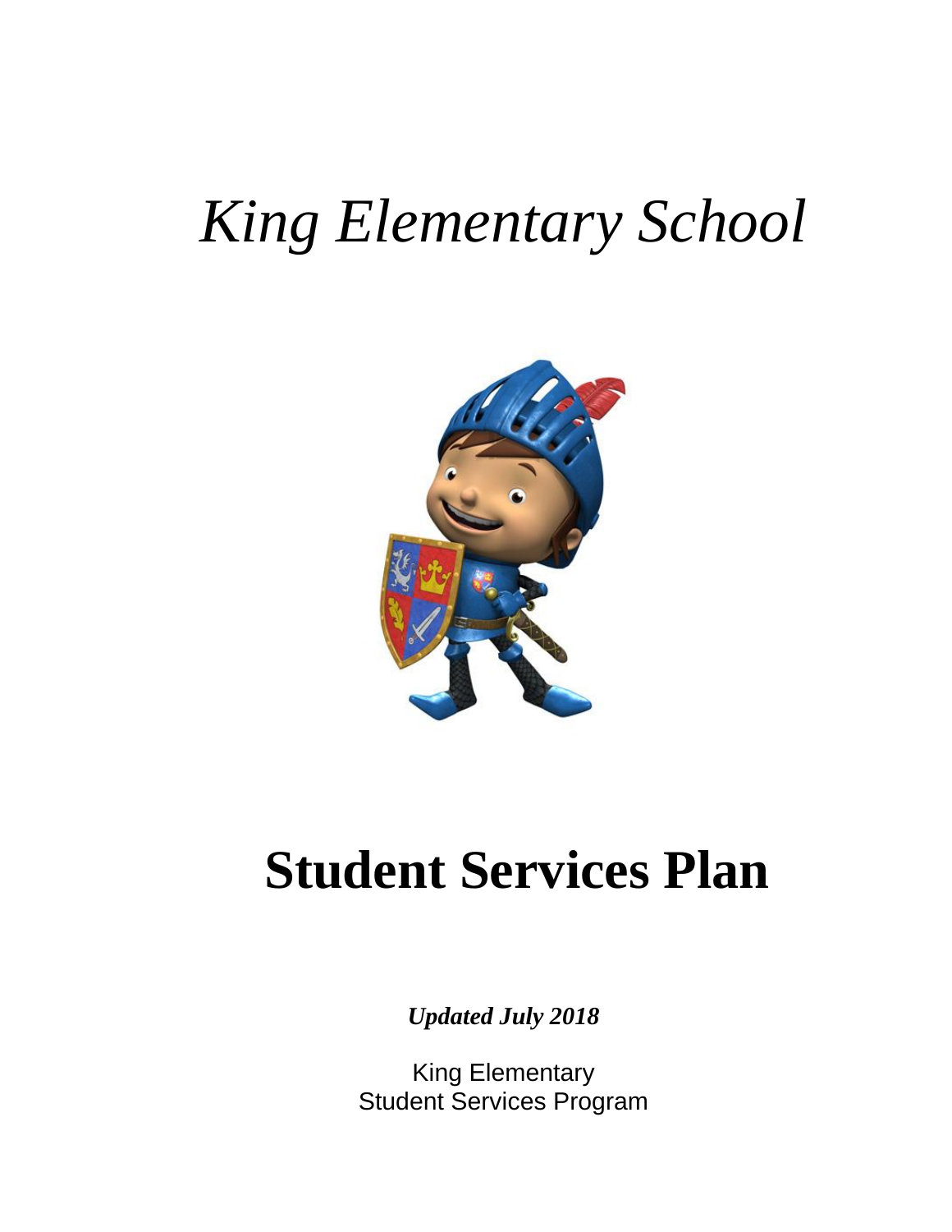# *King Elementary School*

# Student Services Plan

***Updated July 2018***

King Elementary
Student Services Program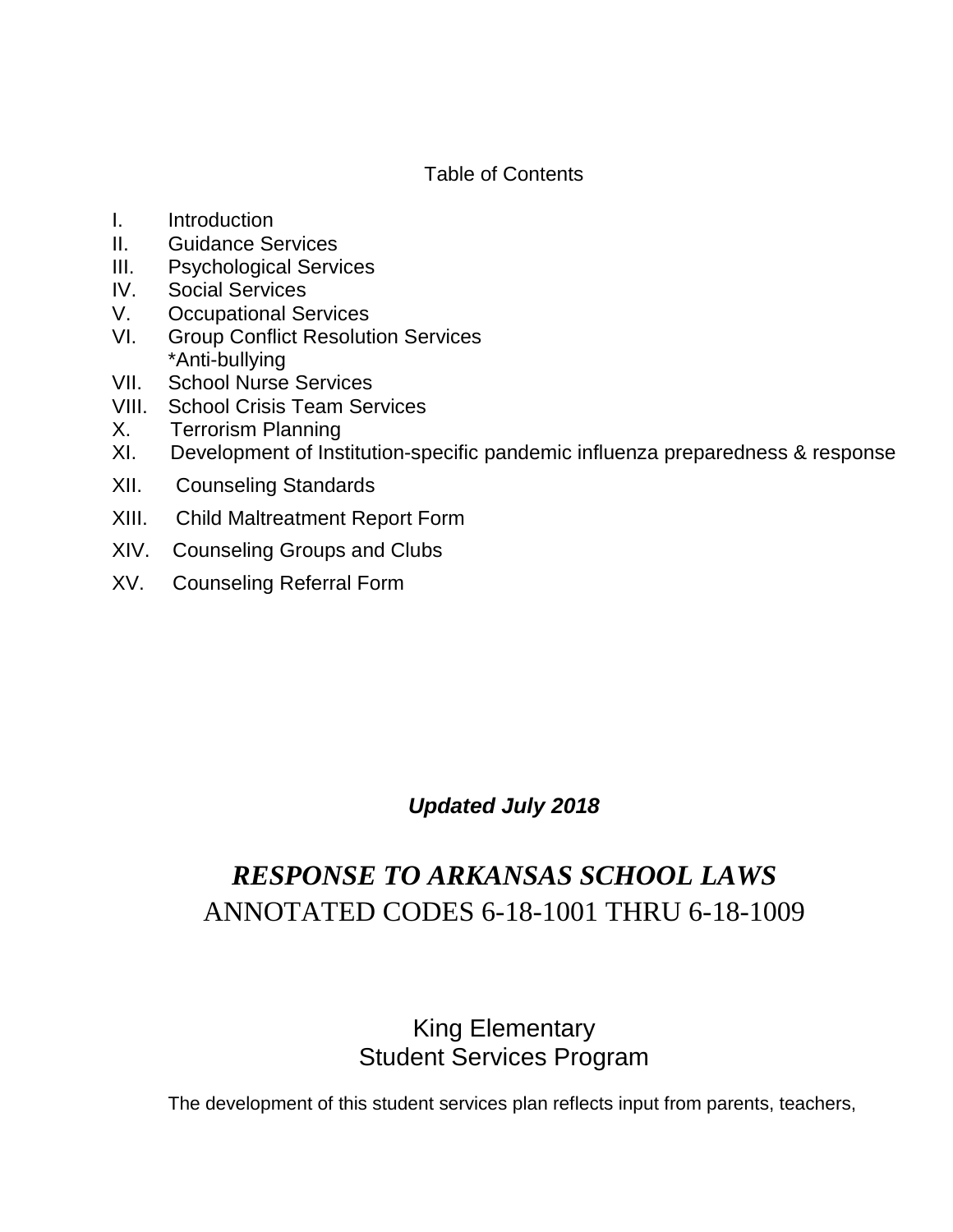Table of Contents

I. Introduction
II. Guidance Services
III. Psychological Services
IV. Social Services
V. Occupational Services
VI. Group Conflict Resolution Services
   *Anti-bullying
VII. School Nurse Services
VIII. School Crisis Team Services
X. Terrorism Planning
XI. Development of Institution-specific pandemic influenza preparedness & response
XII. Counseling Standards
XIII. Child Maltreatment Report Form
XIV. Counseling Groups and Clubs
XV. Counseling Referral Form

***Updated July 2018***

# *RESPONSE TO ARKANSAS SCHOOL LAWS*
## ANNOTATED CODES 6-18-1001 THRU 6-18-1009

King Elementary
Student Services Program

The development of this student services plan reflects input from parents, teachers,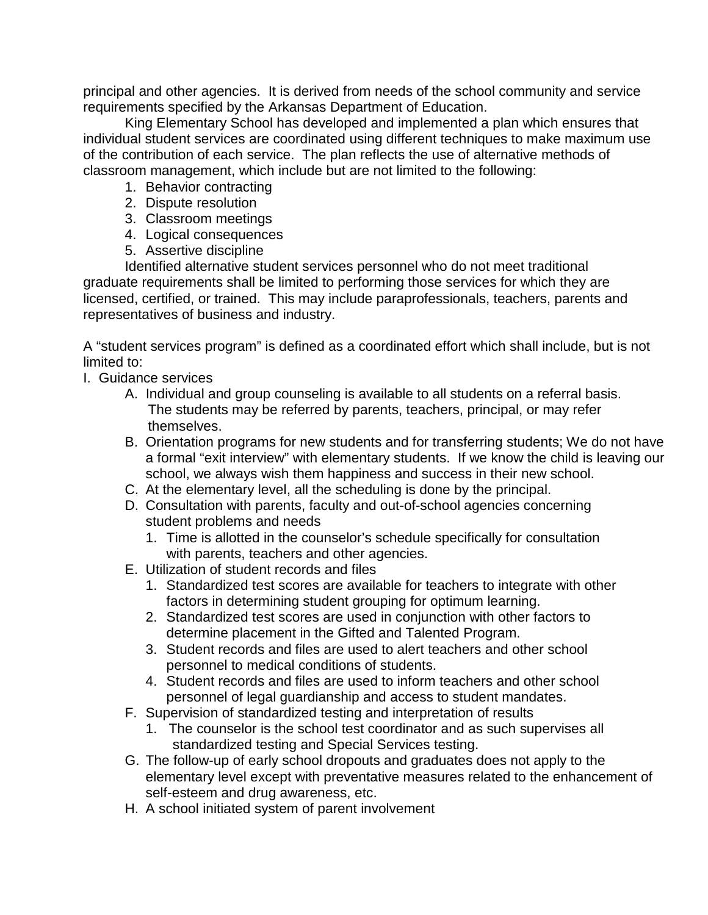principal and other agencies. It is derived from needs of the school community and service requirements specified by the Arkansas Department of Education.

King Elementary School has developed and implemented a plan which ensures that individual student services are coordinated using different techniques to make maximum use of the contribution of each service. The plan reflects the use of alternative methods of classroom management, which include but are not limited to the following:

1. Behavior contracting
2. Dispute resolution
3. Classroom meetings
4. Logical consequences
5. Assertive discipline

Identified alternative student services personnel who do not meet traditional graduate requirements shall be limited to performing those services for which they are licensed, certified, or trained. This may include paraprofessionals, teachers, parents and representatives of business and industry.

A "student services program" is defined as a coordinated effort which shall include, but is not limited to:

I. Guidance services
   - A. Individual and group counseling is available to all students on a referral basis. The students may be referred by parents, teachers, principal, or may refer themselves.
   - B. Orientation programs for new students and for transferring students; We do not have a formal "exit interview" with elementary students. If we know the child is leaving our school, we always wish them happiness and success in their new school.
   - C. At the elementary level, all the scheduling is done by the principal.
   - D. Consultation with parents, faculty and out-of-school agencies concerning student problems and needs
     1. Time is allotted in the counselor's schedule specifically for consultation with parents, teachers and other agencies.
   - E. Utilization of student records and files
     1. Standardized test scores are available for teachers to integrate with other factors in determining student grouping for optimum learning.
     2. Standardized test scores are used in conjunction with other factors to determine placement in the Gifted and Talented Program.
     3. Student records and files are used to alert teachers and other school personnel to medical conditions of students.
     4. Student records and files are used to inform teachers and other school personnel of legal guardianship and access to student mandates.
   - F. Supervision of standardized testing and interpretation of results
     1. The counselor is the school test coordinator and as such supervises all standardized testing and Special Services testing.
   - G. The follow-up of early school dropouts and graduates does not apply to the elementary level except with preventative measures related to the enhancement of self-esteem and drug awareness, etc.
   - H. A school initiated system of parent involvement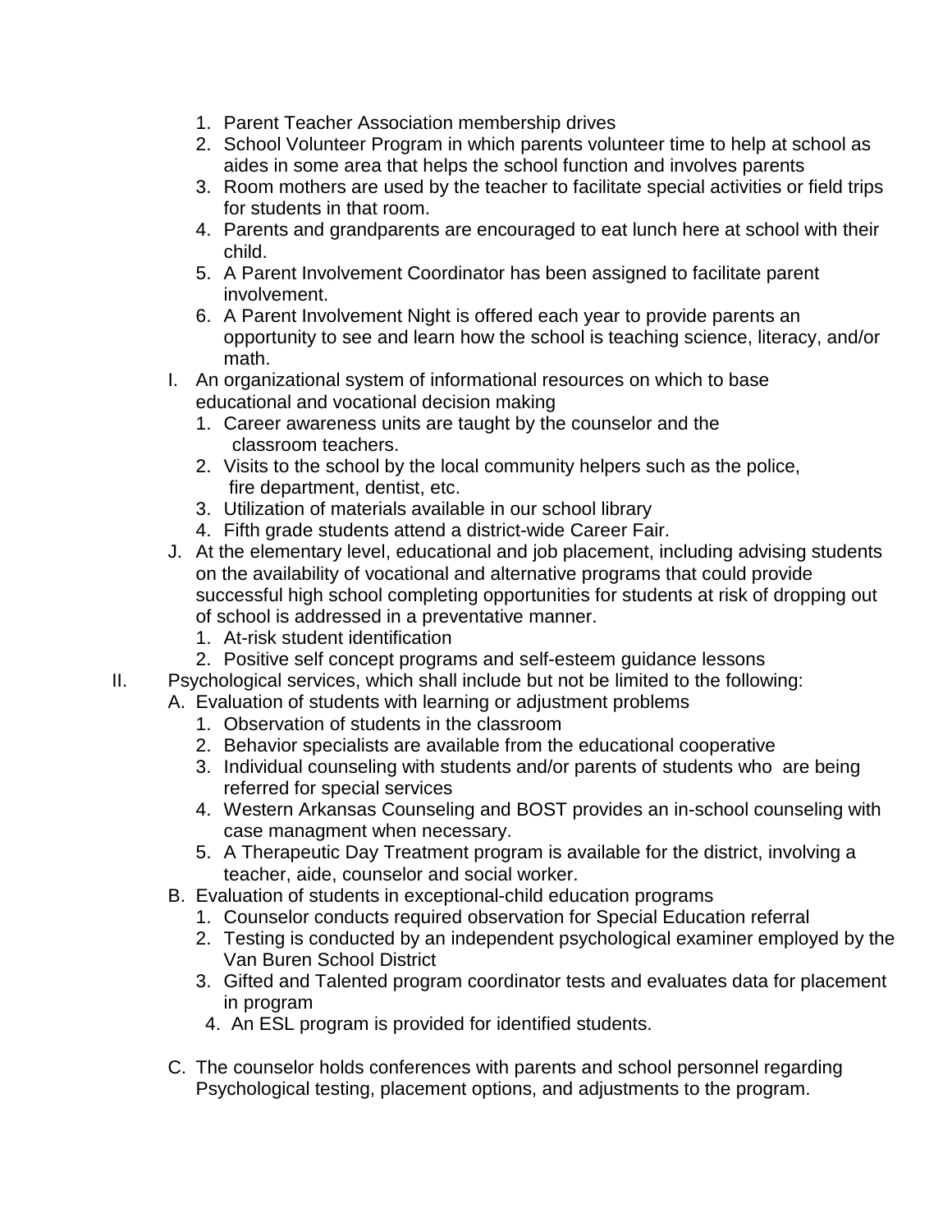1. Parent Teacher Association membership drives
2. School Volunteer Program in which parents volunteer time to help at school as aides in some area that helps the school function and involves parents
3. Room mothers are used by the teacher to facilitate special activities or field trips for students in that room.
4. Parents and grandparents are encouraged to eat lunch here at school with their child.
5. A Parent Involvement Coordinator has been assigned to facilitate parent involvement.
6. A Parent Involvement Night is offered each year to provide parents an opportunity to see and learn how the school is teaching science, literacy, and/or math.

I. An organizational system of informational resources on which to base educational and vocational decision making
   1. Career awareness units are taught by the counselor and the classroom teachers.
   2. Visits to the school by the local community helpers such as the police, fire department, dentist, etc.
   3. Utilization of materials available in our school library
   4. Fifth grade students attend a district-wide Career Fair.

J. At the elementary level, educational and job placement, including advising students on the availability of vocational and alternative programs that could provide successful high school completing opportunities for students at risk of dropping out of school is addressed in a preventative manner.
   1. At-risk student identification
   2. Positive self concept programs and self-esteem guidance lessons

II. Psychological services, which shall include but not be limited to the following:
   A. Evaluation of students with learning or adjustment problems
      1. Observation of students in the classroom
      2. Behavior specialists are available from the educational cooperative
      3. Individual counseling with students and/or parents of students who are being referred for special services
      4. Western Arkansas Counseling and BOST provides an in-school counseling with case managment when necessary.
      5. A Therapeutic Day Treatment program is available for the district, involving a teacher, aide, counselor and social worker.
   B. Evaluation of students in exceptional-child education programs
      1. Counselor conducts required observation for Special Education referral
      2. Testing is conducted by an independent psychological examiner employed by the Van Buren School District
      3. Gifted and Talented program coordinator tests and evaluates data for placement in program
      4. An ESL program is provided for identified students.
   C. The counselor holds conferences with parents and school personnel regarding Psychological testing, placement options, and adjustments to the program.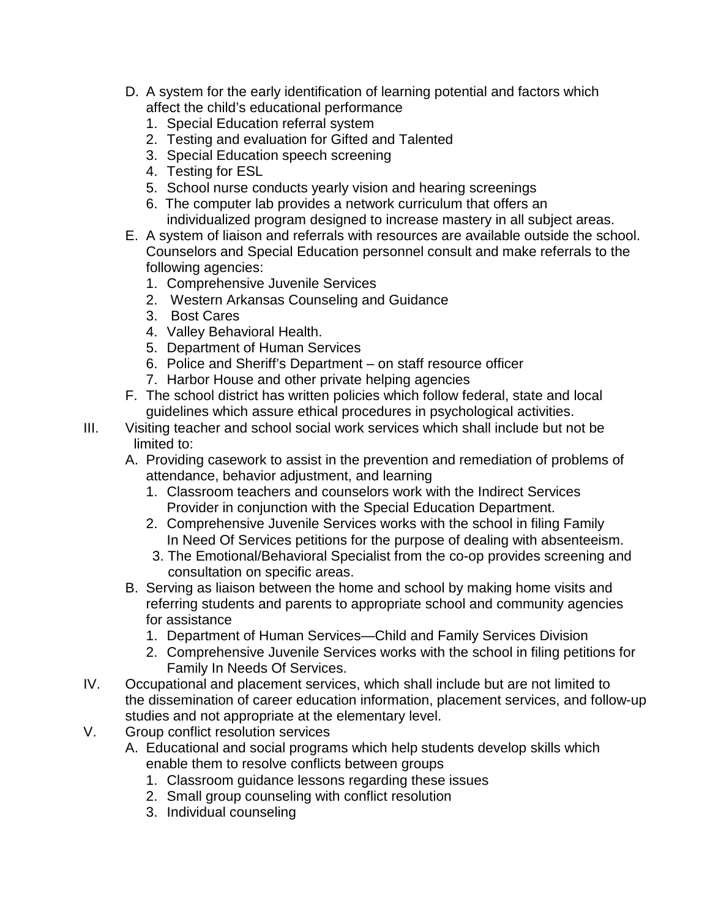D. A system for the early identification of learning potential and factors which affect the child's educational performance
   1. Special Education referral system
   2. Testing and evaluation for Gifted and Talented
   3. Special Education speech screening
   4. Testing for ESL
   5. School nurse conducts yearly vision and hearing screenings
   6. The computer lab provides a network curriculum that offers an individualized program designed to increase mastery in all subject areas.

E. A system of liaison and referrals with resources are available outside the school. Counselors and Special Education personnel consult and make referrals to the following agencies:
   1. Comprehensive Juvenile Services
   2. Western Arkansas Counseling and Guidance
   3. Bost Cares
   4. Valley Behavioral Health.
   5. Department of Human Services
   6. Police and Sheriff's Department – on staff resource officer
   7. Harbor House and other private helping agencies

F. The school district has written policies which follow federal, state and local guidelines which assure ethical procedures in psychological activities.

III. Visiting teacher and school social work services which shall include but not be limited to:

A. Providing casework to assist in the prevention and remediation of problems of attendance, behavior adjustment, and learning
   1. Classroom teachers and counselors work with the Indirect Services Provider in conjunction with the Special Education Department.
   2. Comprehensive Juvenile Services works with the school in filing Family In Need Of Services petitions for the purpose of dealing with absenteeism.
   3. The Emotional/Behavioral Specialist from the co-op provides screening and consultation on specific areas.

B. Serving as liaison between the home and school by making home visits and referring students and parents to appropriate school and community agencies for assistance
   1. Department of Human Services—Child and Family Services Division
   2. Comprehensive Juvenile Services works with the school in filing petitions for Family In Needs Of Services.

IV. Occupational and placement services, which shall include but are not limited to the dissemination of career education information, placement services, and follow-up studies and not appropriate at the elementary level.

V. Group conflict resolution services

A. Educational and social programs which help students develop skills which enable them to resolve conflicts between groups
   1. Classroom guidance lessons regarding these issues
   2. Small group counseling with conflict resolution
   3. Individual counseling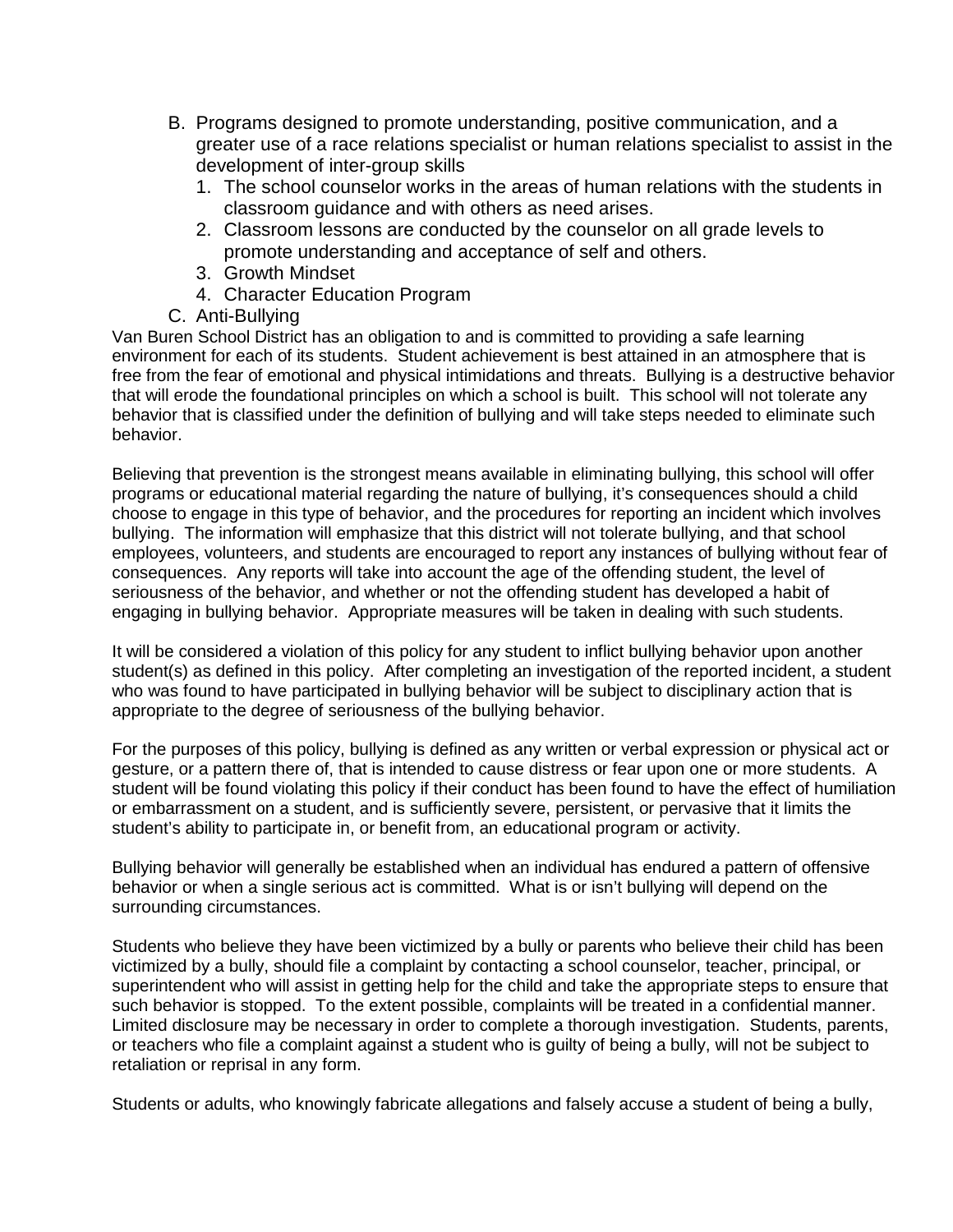B. Programs designed to promote understanding, positive communication, and a greater use of a race relations specialist or human relations specialist to assist in the development of inter-group skills
   1. The school counselor works in the areas of human relations with the students in classroom guidance and with others as need arises.
   2. Classroom lessons are conducted by the counselor on all grade levels to promote understanding and acceptance of self and others.
   3. Growth Mindset
   4. Character Education Program

C. Anti-Bullying

Van Buren School District has an obligation to and is committed to providing a safe learning environment for each of its students. Student achievement is best attained in an atmosphere that is free from the fear of emotional and physical intimidations and threats. Bullying is a destructive behavior that will erode the foundational principles on which a school is built. This school will not tolerate any behavior that is classified under the definition of bullying and will take steps needed to eliminate such behavior.

Believing that prevention is the strongest means available in eliminating bullying, this school will offer programs or educational material regarding the nature of bullying, it's consequences should a child choose to engage in this type of behavior, and the procedures for reporting an incident which involves bullying. The information will emphasize that this district will not tolerate bullying, and that school employees, volunteers, and students are encouraged to report any instances of bullying without fear of consequences. Any reports will take into account the age of the offending student, the level of seriousness of the behavior, and whether or not the offending student has developed a habit of engaging in bullying behavior. Appropriate measures will be taken in dealing with such students.

It will be considered a violation of this policy for any student to inflict bullying behavior upon another student(s) as defined in this policy. After completing an investigation of the reported incident, a student who was found to have participated in bullying behavior will be subject to disciplinary action that is appropriate to the degree of seriousness of the bullying behavior.

For the purposes of this policy, bullying is defined as any written or verbal expression or physical act or gesture, or a pattern there of, that is intended to cause distress or fear upon one or more students. A student will be found violating this policy if their conduct has been found to have the effect of humiliation or embarrassment on a student, and is sufficiently severe, persistent, or pervasive that it limits the student's ability to participate in, or benefit from, an educational program or activity.

Bullying behavior will generally be established when an individual has endured a pattern of offensive behavior or when a single serious act is committed. What is or isn't bullying will depend on the surrounding circumstances.

Students who believe they have been victimized by a bully or parents who believe their child has been victimized by a bully, should file a complaint by contacting a school counselor, teacher, principal, or superintendent who will assist in getting help for the child and take the appropriate steps to ensure that such behavior is stopped. To the extent possible, complaints will be treated in a confidential manner. Limited disclosure may be necessary in order to complete a thorough investigation. Students, parents, or teachers who file a complaint against a student who is guilty of being a bully, will not be subject to retaliation or reprisal in any form.

Students or adults, who knowingly fabricate allegations and falsely accuse a student of being a bully,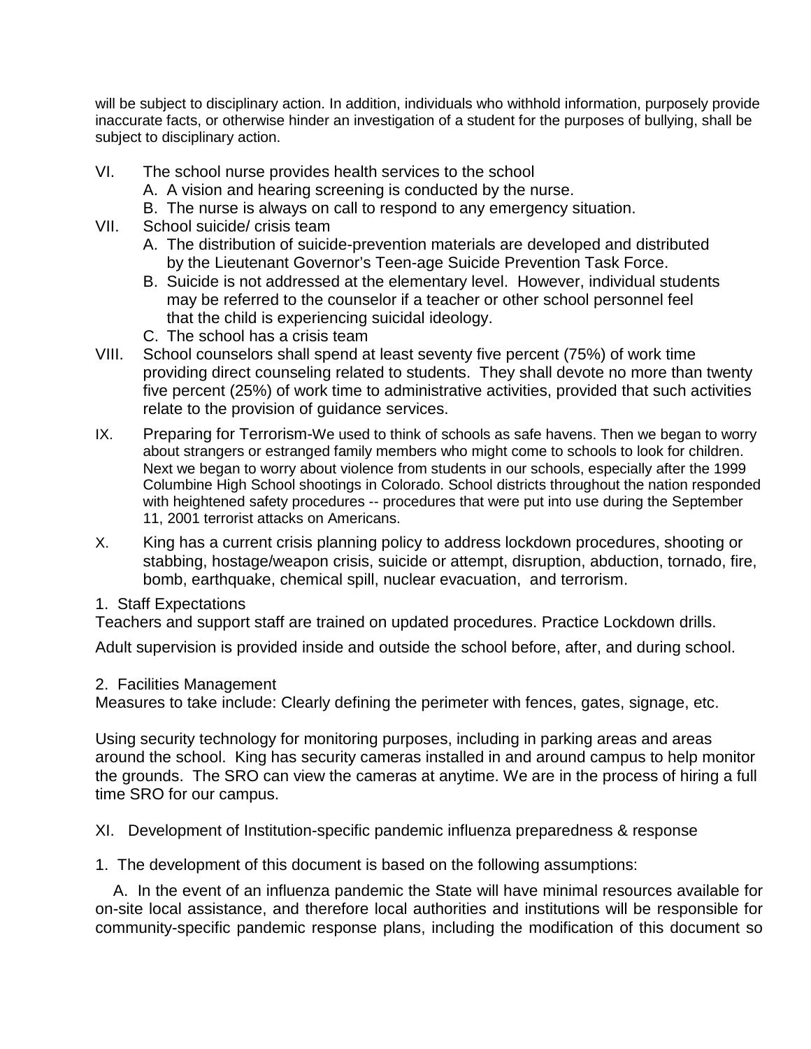will be subject to disciplinary action. In addition, individuals who withhold information, purposely provide inaccurate facts, or otherwise hinder an investigation of a student for the purposes of bullying, shall be subject to disciplinary action.

VI. The school nurse provides health services to the school
   A. A vision and hearing screening is conducted by the nurse.
   B. The nurse is always on call to respond to any emergency situation.

VII. School suicide/ crisis team
   A. The distribution of suicide-prevention materials are developed and distributed by the Lieutenant Governor's Teen-age Suicide Prevention Task Force.
   B. Suicide is not addressed at the elementary level. However, individual students may be referred to the counselor if a teacher or other school personnel feel that the child is experiencing suicidal ideology.
   C. The school has a crisis team

VIII. School counselors shall spend at least seventy five percent (75%) of work time providing direct counseling related to students. They shall devote no more than twenty five percent (25%) of work time to administrative activities, provided that such activities relate to the provision of guidance services.

IX. Preparing for Terrorism-We used to think of schools as safe havens. Then we began to worry about strangers or estranged family members who might come to schools to look for children. Next we began to worry about violence from students in our schools, especially after the 1999 Columbine High School shootings in Colorado. School districts throughout the nation responded with heightened safety procedures -- procedures that were put into use during the September 11, 2001 terrorist attacks on Americans.

X. King has a current crisis planning policy to address lockdown procedures, shooting or stabbing, hostage/weapon crisis, suicide or attempt, disruption, abduction, tornado, fire, bomb, earthquake, chemical spill, nuclear evacuation, and terrorism.

1. Staff Expectations

Teachers and support staff are trained on updated procedures. Practice Lockdown drills.

Adult supervision is provided inside and outside the school before, after, and during school.

2. Facilities Management

Measures to take include: Clearly defining the perimeter with fences, gates, signage, etc.

Using security technology for monitoring purposes, including in parking areas and areas around the school. King has security cameras installed in and around campus to help monitor the grounds. The SRO can view the cameras at anytime. We are in the process of hiring a full time SRO for our campus.

XI. Development of Institution-specific pandemic influenza preparedness & response

1. The development of this document is based on the following assumptions:

A. In the event of an influenza pandemic the State will have minimal resources available for on-site local assistance, and therefore local authorities and institutions will be responsible for community-specific pandemic response plans, including the modification of this document so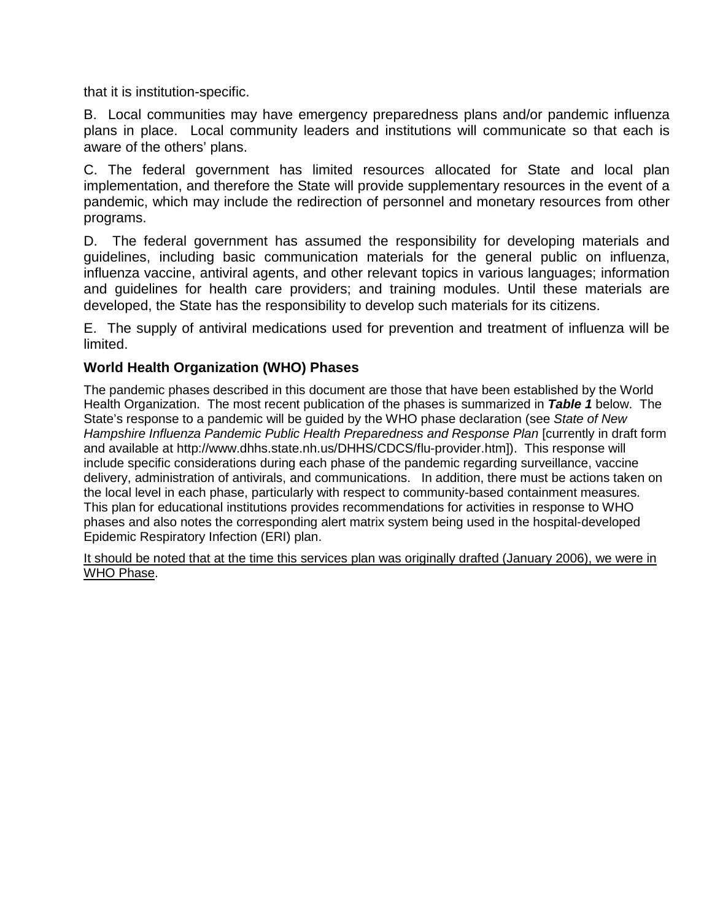that it is institution-specific.

B. Local communities may have emergency preparedness plans and/or pandemic influenza plans in place. Local community leaders and institutions will communicate so that each is aware of the others' plans.

C. The federal government has limited resources allocated for State and local plan implementation, and therefore the State will provide supplementary resources in the event of a pandemic, which may include the redirection of personnel and monetary resources from other programs.

D. The federal government has assumed the responsibility for developing materials and guidelines, including basic communication materials for the general public on influenza, influenza vaccine, antiviral agents, and other relevant topics in various languages; information and guidelines for health care providers; and training modules. Until these materials are developed, the State has the responsibility to develop such materials for its citizens.

E. The supply of antiviral medications used for prevention and treatment of influenza will be limited.

### World Health Organization (WHO) Phases

The pandemic phases described in this document are those that have been established by the World Health Organization. The most recent publication of the phases is summarized in ***Table 1*** below. The State's response to a pandemic will be guided by the WHO phase declaration (see *State of New Hampshire Influenza Pandemic Public Health Preparedness and Response Plan* [currently in draft form and available at http://www.dhhs.state.nh.us/DHHS/CDCS/flu-provider.htm]). This response will include specific considerations during each phase of the pandemic regarding surveillance, vaccine delivery, administration of antivirals, and communications. In addition, there must be actions taken on the local level in each phase, particularly with respect to community-based containment measures. This plan for educational institutions provides recommendations for activities in response to WHO phases and also notes the corresponding alert matrix system being used in the hospital-developed Epidemic Respiratory Infection (ERI) plan.

<u>It should be noted that at the time this services plan was originally drafted (January 2006), we were in WHO Phase</u>.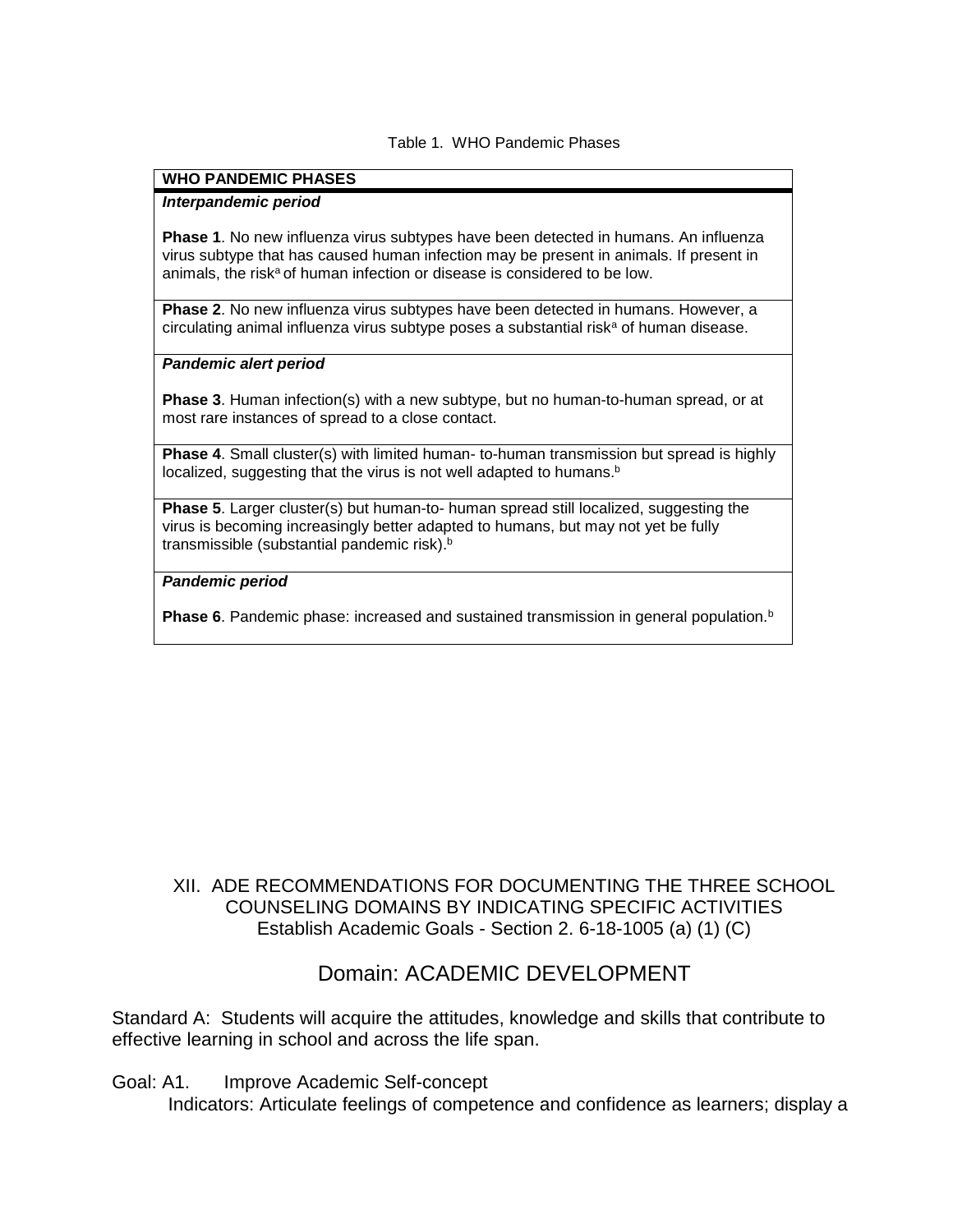Table 1. WHO Pandemic Phases

| WHO PANDEMIC PHASES |
| --- |
| ***Interpandemic period*** |
| **Phase 1**. No new influenza virus subtypes have been detected in humans. An influenza virus subtype that has caused human infection may be present in animals. If present in animals, the risk[a] of human infection or disease is considered to be low. |
| **Phase 2**. No new influenza virus subtypes have been detected in humans. However, a circulating animal influenza virus subtype poses a substantial risk[a] of human disease. |
| ***Pandemic alert period*** |
| **Phase 3**. Human infection(s) with a new subtype, but no human-to-human spread, or at most rare instances of spread to a close contact. |
| **Phase 4**. Small cluster(s) with limited human- to-human transmission but spread is highly localized, suggesting that the virus is not well adapted to humans.[b] |
| **Phase 5**. Larger cluster(s) but human-to- human spread still localized, suggesting the virus is becoming increasingly better adapted to humans, but may not yet be fully transmissible (substantial pandemic risk).[b] |
| ***Pandemic period*** |
| **Phase 6**. Pandemic phase: increased and sustained transmission in general population.[b] |

## XII. ADE RECOMMENDATIONS FOR DOCUMENTING THE THREE SCHOOL COUNSELING DOMAINS BY INDICATING SPECIFIC ACTIVITIES

Establish Academic Goals - Section 2. 6-18-1005 (a) (1) (C)

## Domain: ACADEMIC DEVELOPMENT

Standard A: Students will acquire the attitudes, knowledge and skills that contribute to effective learning in school and across the life span.

Goal: A1. Improve Academic Self-concept

Indicators: Articulate feelings of competence and confidence as learners; display a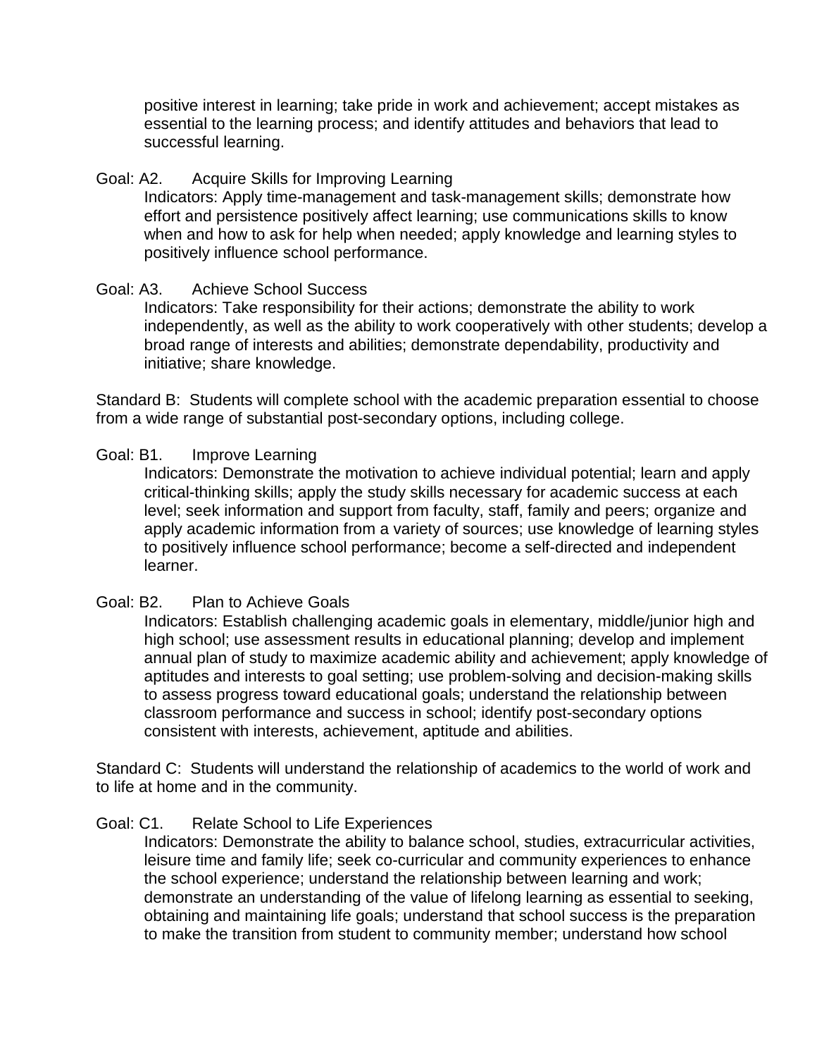positive interest in learning; take pride in work and achievement; accept mistakes as essential to the learning process; and identify attitudes and behaviors that lead to successful learning.

Goal: A2. Acquire Skills for Improving Learning

Indicators: Apply time-management and task-management skills; demonstrate how effort and persistence positively affect learning; use communications skills to know when and how to ask for help when needed; apply knowledge and learning styles to positively influence school performance.

Goal: A3. Achieve School Success

Indicators: Take responsibility for their actions; demonstrate the ability to work independently, as well as the ability to work cooperatively with other students; develop a broad range of interests and abilities; demonstrate dependability, productivity and initiative; share knowledge.

Standard B: Students will complete school with the academic preparation essential to choose from a wide range of substantial post-secondary options, including college.

Goal: B1. Improve Learning

Indicators: Demonstrate the motivation to achieve individual potential; learn and apply critical-thinking skills; apply the study skills necessary for academic success at each level; seek information and support from faculty, staff, family and peers; organize and apply academic information from a variety of sources; use knowledge of learning styles to positively influence school performance; become a self-directed and independent learner.

Goal: B2. Plan to Achieve Goals

Indicators: Establish challenging academic goals in elementary, middle/junior high and high school; use assessment results in educational planning; develop and implement annual plan of study to maximize academic ability and achievement; apply knowledge of aptitudes and interests to goal setting; use problem-solving and decision-making skills to assess progress toward educational goals; understand the relationship between classroom performance and success in school; identify post-secondary options consistent with interests, achievement, aptitude and abilities.

Standard C: Students will understand the relationship of academics to the world of work and to life at home and in the community.

Goal: C1. Relate School to Life Experiences

Indicators: Demonstrate the ability to balance school, studies, extracurricular activities, leisure time and family life; seek co-curricular and community experiences to enhance the school experience; understand the relationship between learning and work; demonstrate an understanding of the value of lifelong learning as essential to seeking, obtaining and maintaining life goals; understand that school success is the preparation to make the transition from student to community member; understand how school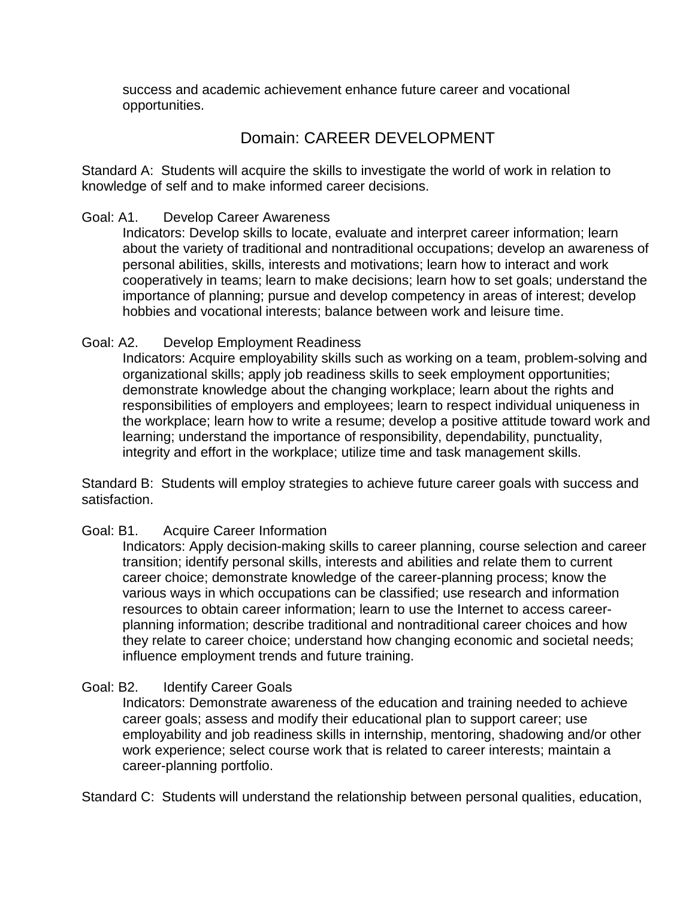success and academic achievement enhance future career and vocational opportunities.

## Domain: CAREER DEVELOPMENT

Standard A: Students will acquire the skills to investigate the world of work in relation to knowledge of self and to make informed career decisions.

Goal: A1. Develop Career Awareness

Indicators: Develop skills to locate, evaluate and interpret career information; learn about the variety of traditional and nontraditional occupations; develop an awareness of personal abilities, skills, interests and motivations; learn how to interact and work cooperatively in teams; learn to make decisions; learn how to set goals; understand the importance of planning; pursue and develop competency in areas of interest; develop hobbies and vocational interests; balance between work and leisure time.

Goal: A2. Develop Employment Readiness

Indicators: Acquire employability skills such as working on a team, problem-solving and organizational skills; apply job readiness skills to seek employment opportunities; demonstrate knowledge about the changing workplace; learn about the rights and responsibilities of employers and employees; learn to respect individual uniqueness in the workplace; learn how to write a resume; develop a positive attitude toward work and learning; understand the importance of responsibility, dependability, punctuality, integrity and effort in the workplace; utilize time and task management skills.

Standard B: Students will employ strategies to achieve future career goals with success and satisfaction.

Goal: B1. Acquire Career Information

Indicators: Apply decision-making skills to career planning, course selection and career transition; identify personal skills, interests and abilities and relate them to current career choice; demonstrate knowledge of the career-planning process; know the various ways in which occupations can be classified; use research and information resources to obtain career information; learn to use the Internet to access career-planning information; describe traditional and nontraditional career choices and how they relate to career choice; understand how changing economic and societal needs; influence employment trends and future training.

Goal: B2. Identify Career Goals

Indicators: Demonstrate awareness of the education and training needed to achieve career goals; assess and modify their educational plan to support career; use employability and job readiness skills in internship, mentoring, shadowing and/or other work experience; select course work that is related to career interests; maintain a career-planning portfolio.

Standard C: Students will understand the relationship between personal qualities, education,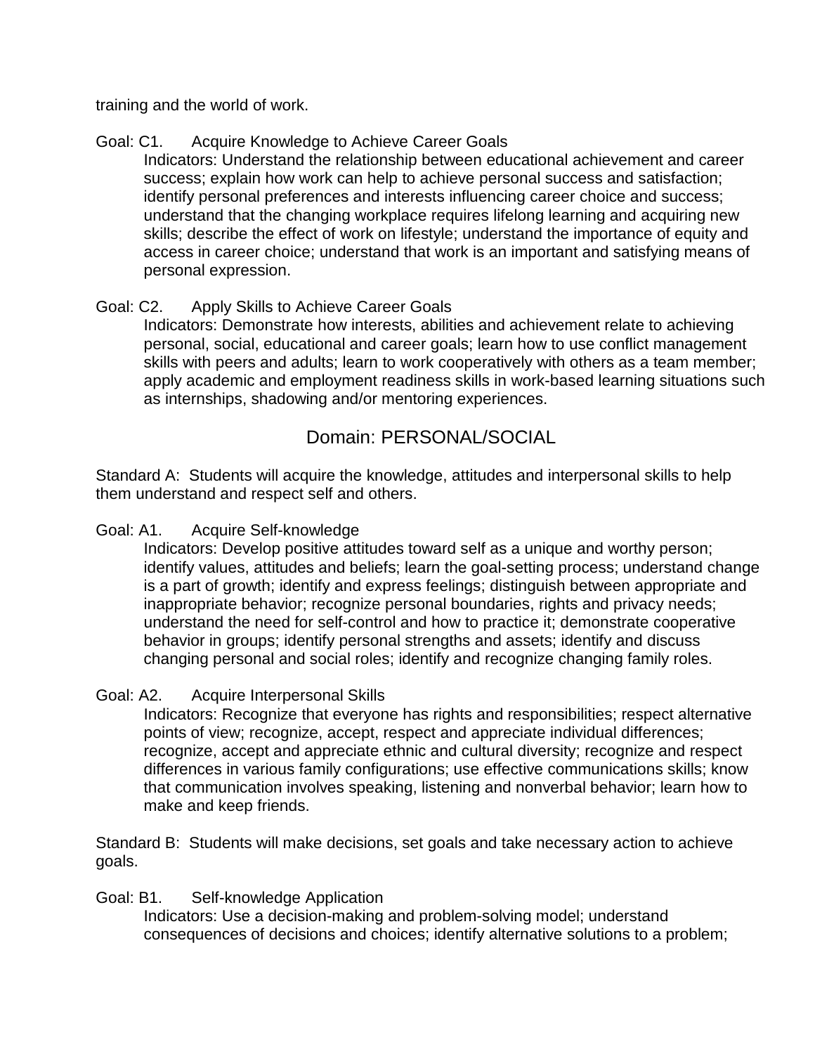training and the world of work.

Goal: C1. Acquire Knowledge to Achieve Career Goals

Indicators: Understand the relationship between educational achievement and career success; explain how work can help to achieve personal success and satisfaction; identify personal preferences and interests influencing career choice and success; understand that the changing workplace requires lifelong learning and acquiring new skills; describe the effect of work on lifestyle; understand the importance of equity and access in career choice; understand that work is an important and satisfying means of personal expression.

Goal: C2. Apply Skills to Achieve Career Goals

Indicators: Demonstrate how interests, abilities and achievement relate to achieving personal, social, educational and career goals; learn how to use conflict management skills with peers and adults; learn to work cooperatively with others as a team member; apply academic and employment readiness skills in work-based learning situations such as internships, shadowing and/or mentoring experiences.

## Domain: PERSONAL/SOCIAL

Standard A: Students will acquire the knowledge, attitudes and interpersonal skills to help them understand and respect self and others.

Goal: A1. Acquire Self-knowledge

Indicators: Develop positive attitudes toward self as a unique and worthy person; identify values, attitudes and beliefs; learn the goal-setting process; understand change is a part of growth; identify and express feelings; distinguish between appropriate and inappropriate behavior; recognize personal boundaries, rights and privacy needs; understand the need for self-control and how to practice it; demonstrate cooperative behavior in groups; identify personal strengths and assets; identify and discuss changing personal and social roles; identify and recognize changing family roles.

Goal: A2. Acquire Interpersonal Skills

Indicators: Recognize that everyone has rights and responsibilities; respect alternative points of view; recognize, accept, respect and appreciate individual differences; recognize, accept and appreciate ethnic and cultural diversity; recognize and respect differences in various family configurations; use effective communications skills; know that communication involves speaking, listening and nonverbal behavior; learn how to make and keep friends.

Standard B: Students will make decisions, set goals and take necessary action to achieve goals.

Goal: B1. Self-knowledge Application

Indicators: Use a decision-making and problem-solving model; understand consequences of decisions and choices; identify alternative solutions to a problem;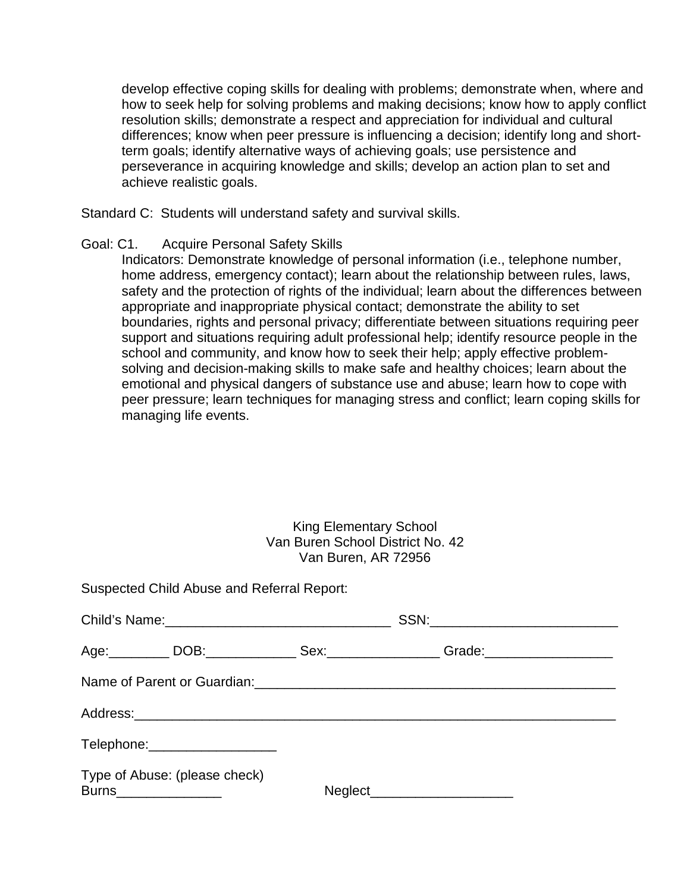develop effective coping skills for dealing with problems; demonstrate when, where and how to seek help for solving problems and making decisions; know how to apply conflict resolution skills; demonstrate a respect and appreciation for individual and cultural differences; know when peer pressure is influencing a decision; identify long and short-term goals; identify alternative ways of achieving goals; use persistence and perseverance in acquiring knowledge and skills; develop an action plan to set and achieve realistic goals.

Standard C: Students will understand safety and survival skills.

Goal: C1. Acquire Personal Safety Skills

Indicators: Demonstrate knowledge of personal information (i.e., telephone number, home address, emergency contact); learn about the relationship between rules, laws, safety and the protection of rights of the individual; learn about the differences between appropriate and inappropriate physical contact; demonstrate the ability to set boundaries, rights and personal privacy; differentiate between situations requiring peer support and situations requiring adult professional help; identify resource people in the school and community, and know how to seek their help; apply effective problem-solving and decision-making skills to make safe and healthy choices; learn about the emotional and physical dangers of substance use and abuse; learn how to cope with peer pressure; learn techniques for managing stress and conflict; learn coping skills for managing life events.

King Elementary School
Van Buren School District No. 42
Van Buren, AR 72956

Suspected Child Abuse and Referral Report:

Child's Name:______________________________ SSN:_________________________

Age:________ DOB:____________ Sex:_______________ Grade:_________________

Name of Parent or Guardian:_________________________________________________

Address:________________________________________________________________

Telephone:_________________

Type of Abuse: (please check)
Burns______________ Neglect___________________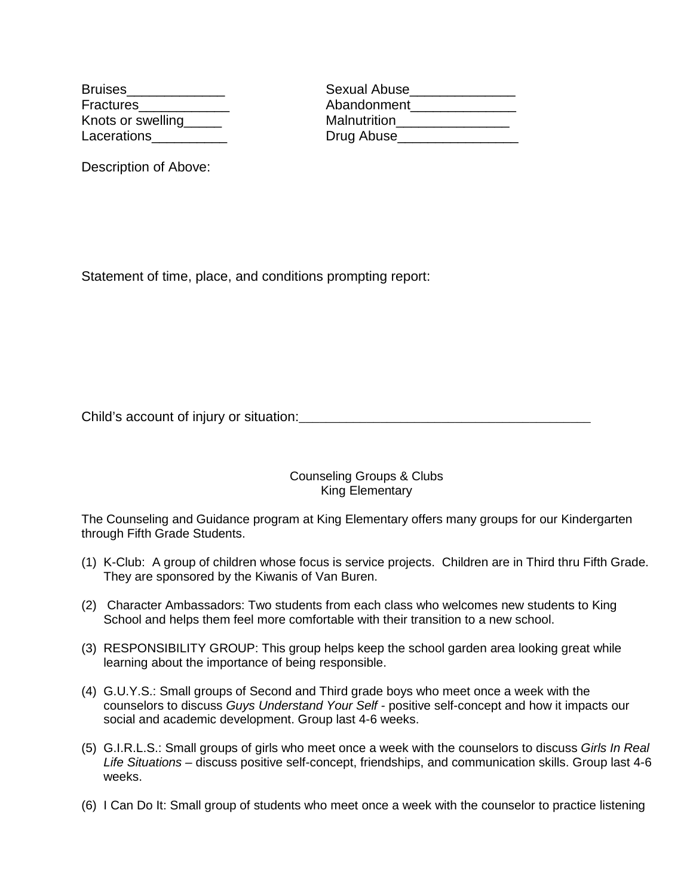Bruises_____________ Sexual Abuse______________
Fractures____________ Abandonment______________
Knots or swelling_____ Malnutrition_______________
Lacerations__________ Drug Abuse________________

Description of Above:

Statement of time, place, and conditions prompting report:

Child's account of injury or situation:_______________________________________

Counseling Groups & Clubs
King Elementary

The Counseling and Guidance program at King Elementary offers many groups for our Kindergarten through Fifth Grade Students.

(1) K-Club: A group of children whose focus is service projects. Children are in Third thru Fifth Grade. They are sponsored by the Kiwanis of Van Buren.

(2) Character Ambassadors: Two students from each class who welcomes new students to King School and helps them feel more comfortable with their transition to a new school.

(3) RESPONSIBILITY GROUP: This group helps keep the school garden area looking great while learning about the importance of being responsible.

(4) G.U.Y.S.: Small groups of Second and Third grade boys who meet once a week with the counselors to discuss *Guys Understand Your Self* - positive self-concept and how it impacts our social and academic development. Group last 4-6 weeks.

(5) G.I.R.L.S.: Small groups of girls who meet once a week with the counselors to discuss *Girls In Real Life Situations* – discuss positive self-concept, friendships, and communication skills. Group last 4-6 weeks.

(6) I Can Do It: Small group of students who meet once a week with the counselor to practice listening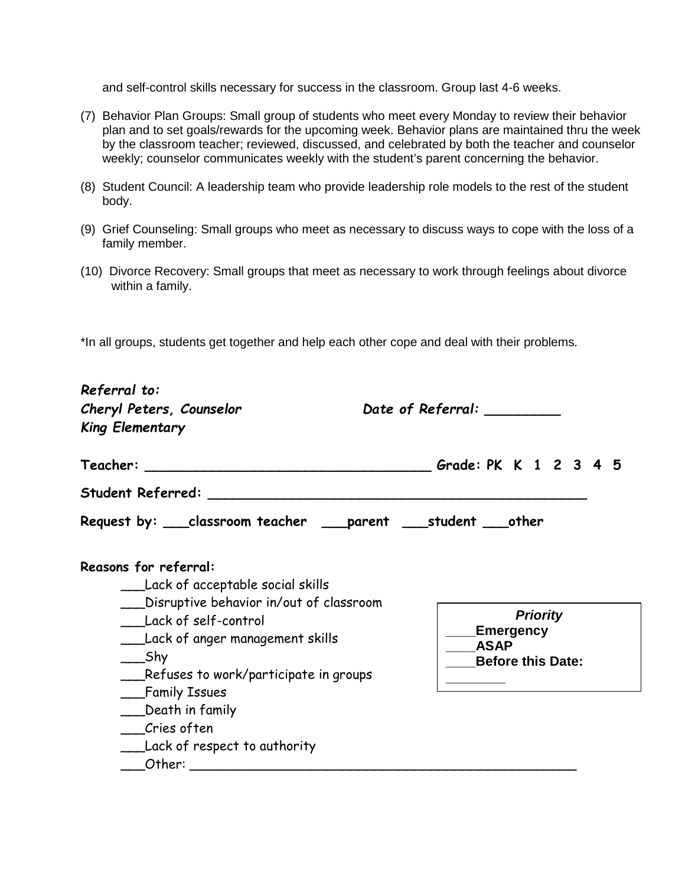and self-control skills necessary for success in the classroom. Group last 4-6 weeks.

(7) Behavior Plan Groups: Small group of students who meet every Monday to review their behavior plan and to set goals/rewards for the upcoming week. Behavior plans are maintained thru the week by the classroom teacher; reviewed, discussed, and celebrated by both the teacher and counselor weekly; counselor communicates weekly with the student's parent concerning the behavior.

(8) Student Council: A leadership team who provide leadership role models to the rest of the student body.

(9) Grief Counseling: Small groups who meet as necessary to discuss ways to cope with the loss of a family member.

(10) Divorce Recovery: Small groups that meet as necessary to work through feelings about divorce within a family.

*In all groups, students get together and help each other cope and deal with their problems.

***Referral to:***
***Cheryl Peters, Counselor*** **Date of Referral:** _________
***King Elementary***

**Teacher:** __________________________________ **Grade: PK K 1 2 3 4 5**

**Student Referred:** _____________________________________________

**Request by:** ___classroom teacher ___parent ___student ___other

**Reasons for referral:**

- ___Lack of acceptable social skills
- ___Disruptive behavior in/out of classroom
- ___Lack of self-control
- ___Lack of anger management skills
- ___Shy
- ___Refuses to work/participate in groups
- ___Family Issues
- ___Death in family
- ___Cries often
- ___Lack of respect to authority
- ___Other: ___________________________________________________

***Priority***
____**Emergency**
____**ASAP**
____**Before this Date:**
________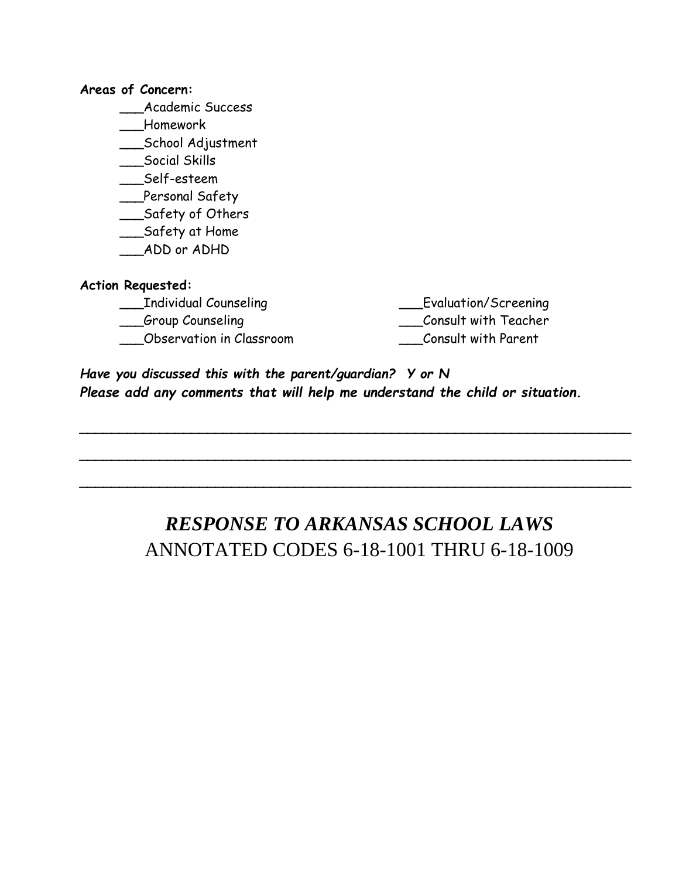**Areas of Concern:**

___Academic Success
___Homework
___School Adjustment
___Social Skills
___Self-esteem
___Personal Safety
___Safety of Others
___Safety at Home
___ADD or ADHD

**Action Requested:**

___Individual Counseling
___Group Counseling
___Observation in Classroom
___Evaluation/Screening
___Consult with Teacher
___Consult with Parent

***Have you discussed this with the parent/guardian? Y or N***
***Please add any comments that will help me understand the child or situation.***

_____________________________________________________________________

_____________________________________________________________________

_____________________________________________________________________

## *RESPONSE TO ARKANSAS SCHOOL LAWS*
## ANNOTATED CODES 6-18-1001 THRU 6-18-1009